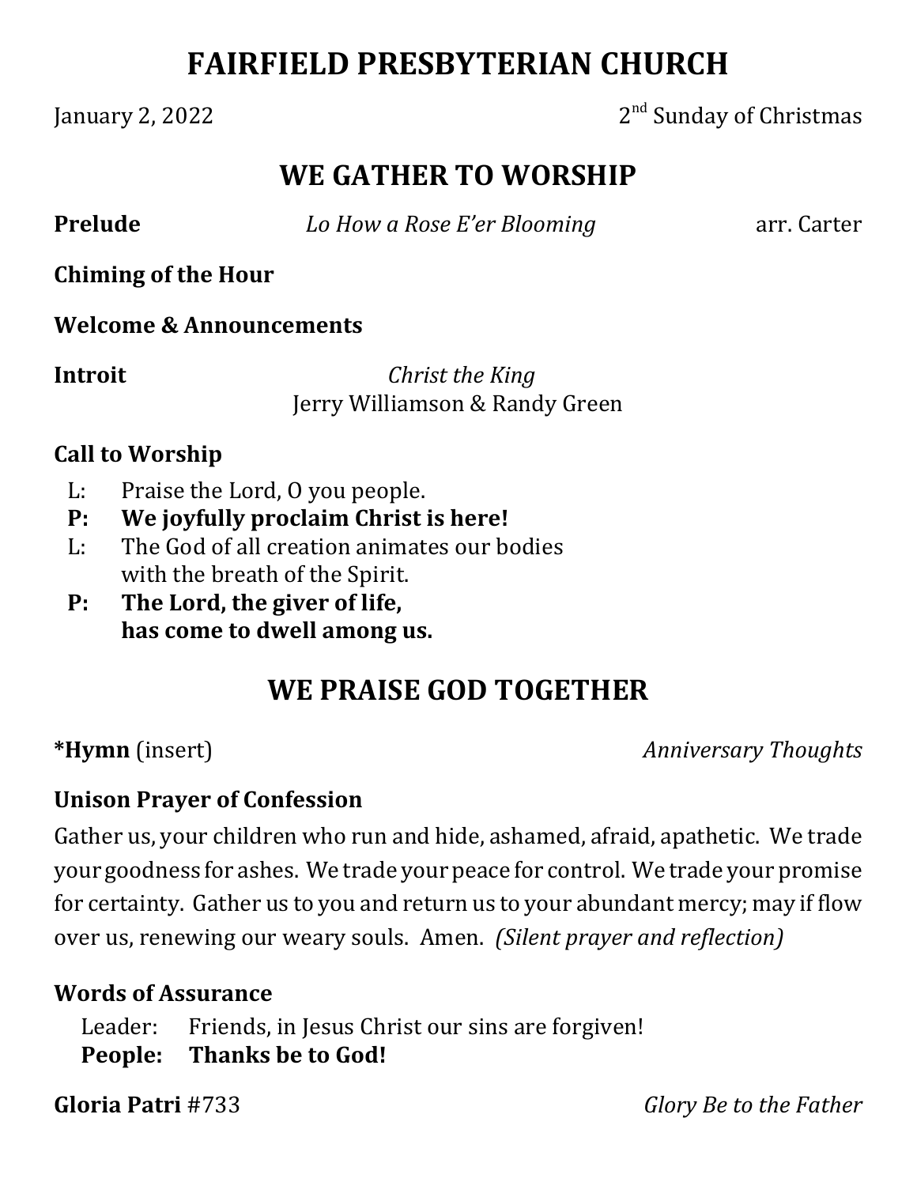# FAIRFIELD PRESBYTERIAN CHURCH

January 2, 2022 — 2nd Sunday of Christmas

## WE GATHER TO WORSHIP

**Prelude** *Lo How a Rose E'er Blooming* arr. Carter

**Chiming of the Hour**

**Welcome & Announcements**

**Introit** *Christ the King*
Jerry Williamson & Randy Green

**Call to Worship**

L: Praise the Lord, O you people.
**P: We joyfully proclaim Christ is here!**
L: The God of all creation animates our bodies with the breath of the Spirit.
**P: The Lord, the giver of life, has come to dwell among us.**

## WE PRAISE GOD TOGETHER

***Hymn** (insert) *Anniversary Thoughts*

**Unison Prayer of Confession**

Gather us, your children who run and hide, ashamed, afraid, apathetic. We trade your goodness for ashes. We trade your peace for control. We trade your promise for certainty. Gather us to you and return us to your abundant mercy; may if flow over us, renewing our weary souls. Amen. *(Silent prayer and reflection)*

**Words of Assurance**

Leader: Friends, in Jesus Christ our sins are forgiven!
**People: Thanks be to God!**

**Gloria Patri** #733 *Glory Be to the Father*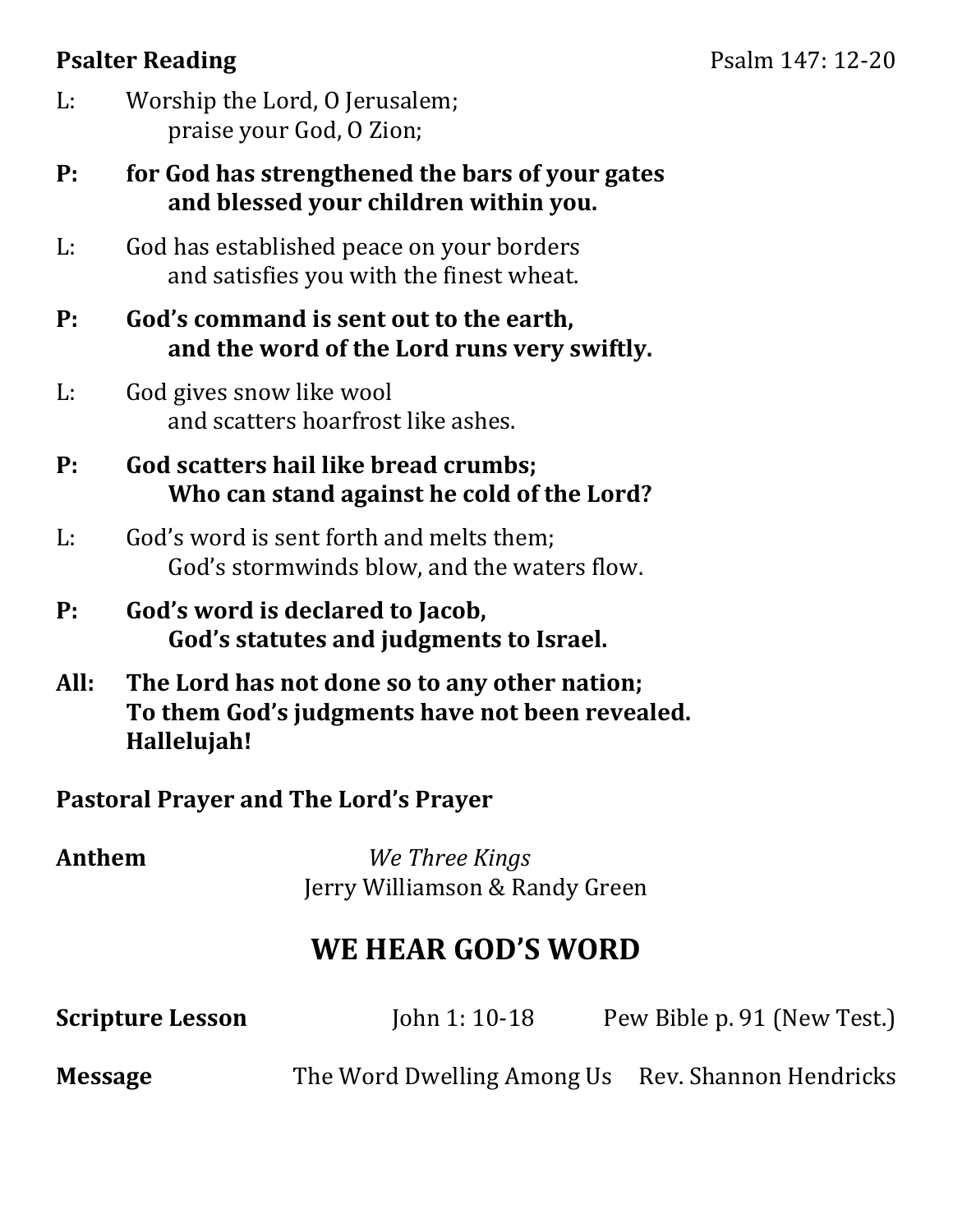**Psalter Reading** Psalm 147: 12-20

L: Worship the Lord, O Jerusalem;
praise your God, O Zion;

**P: for God has strengthened the bars of your gates**
**and blessed your children within you.**

L: God has established peace on your borders
and satisfies you with the finest wheat.

**P: God's command is sent out to the earth,**
**and the word of the Lord runs very swiftly.**

L: God gives snow like wool
and scatters hoarfrost like ashes.

**P: God scatters hail like bread crumbs;**
**Who can stand against he cold of the Lord?**

L: God's word is sent forth and melts them;
God's stormwinds blow, and the waters flow.

**P: God's word is declared to Jacob,**
**God's statutes and judgments to Israel.**

**All: The Lord has not done so to any other nation;**
**To them God's judgments have not been revealed.**
**Hallelujah!**

**Pastoral Prayer and The Lord's Prayer**

**Anthem** *We Three Kings*
Jerry Williamson & Randy Green

## WE HEAR GOD'S WORD

**Scripture Lesson** John 1: 10-18 Pew Bible p. 91 (New Test.)

**Message** The Word Dwelling Among Us Rev. Shannon Hendricks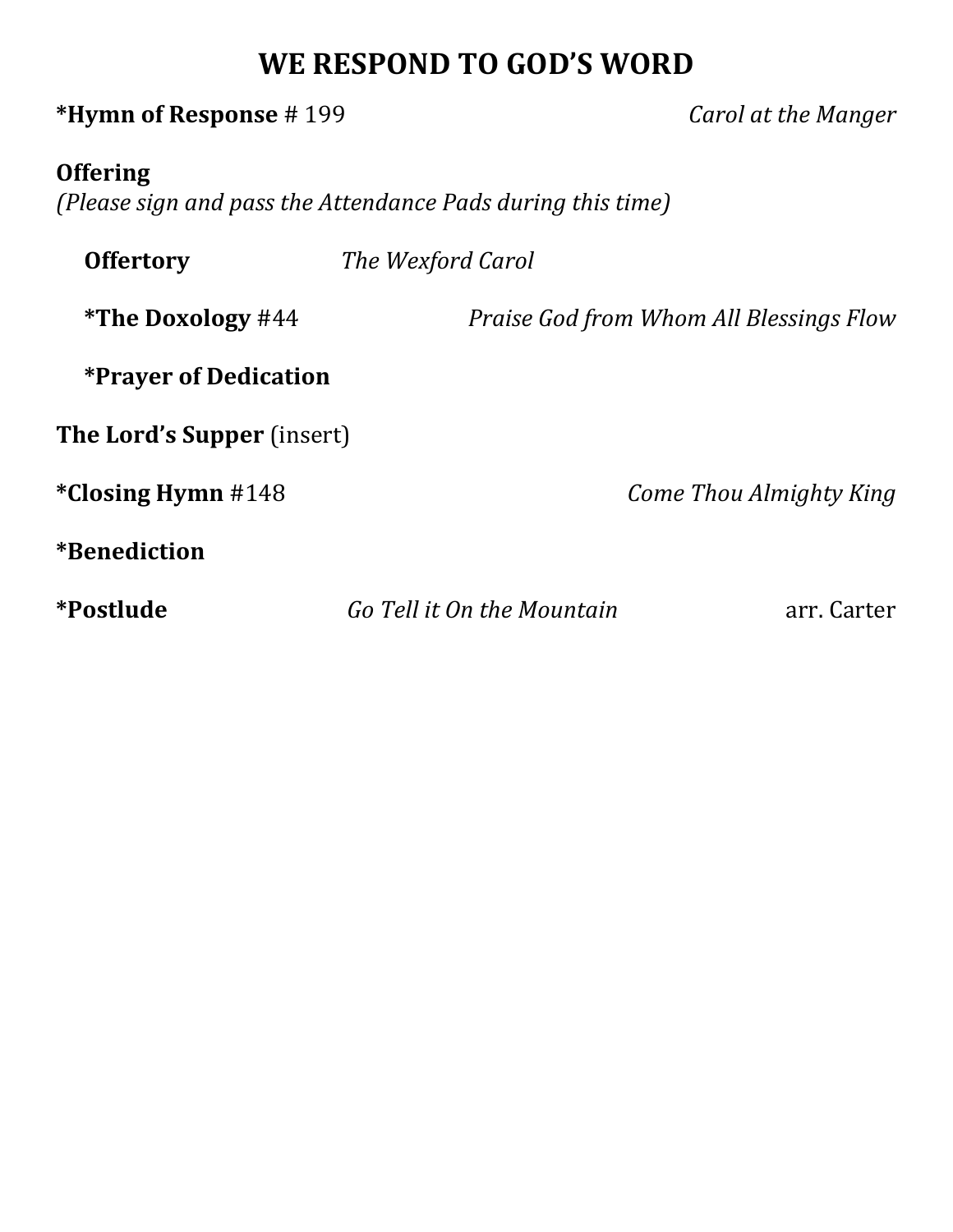# WE RESPOND TO GOD'S WORD

**\*Hymn of Response** # 199 *Carol at the Manger*

**Offering**
*(Please sign and pass the Attendance Pads during this time)*

**Offertory** *The Wexford Carol*

**\*The Doxology** #44 *Praise God from Whom All Blessings Flow*

**\*Prayer of Dedication**

**The Lord's Supper** (insert)

**\*Closing Hymn** #148 *Come Thou Almighty King*

**\*Benediction**

**\*Postlude** *Go Tell it On the Mountain* arr. Carter